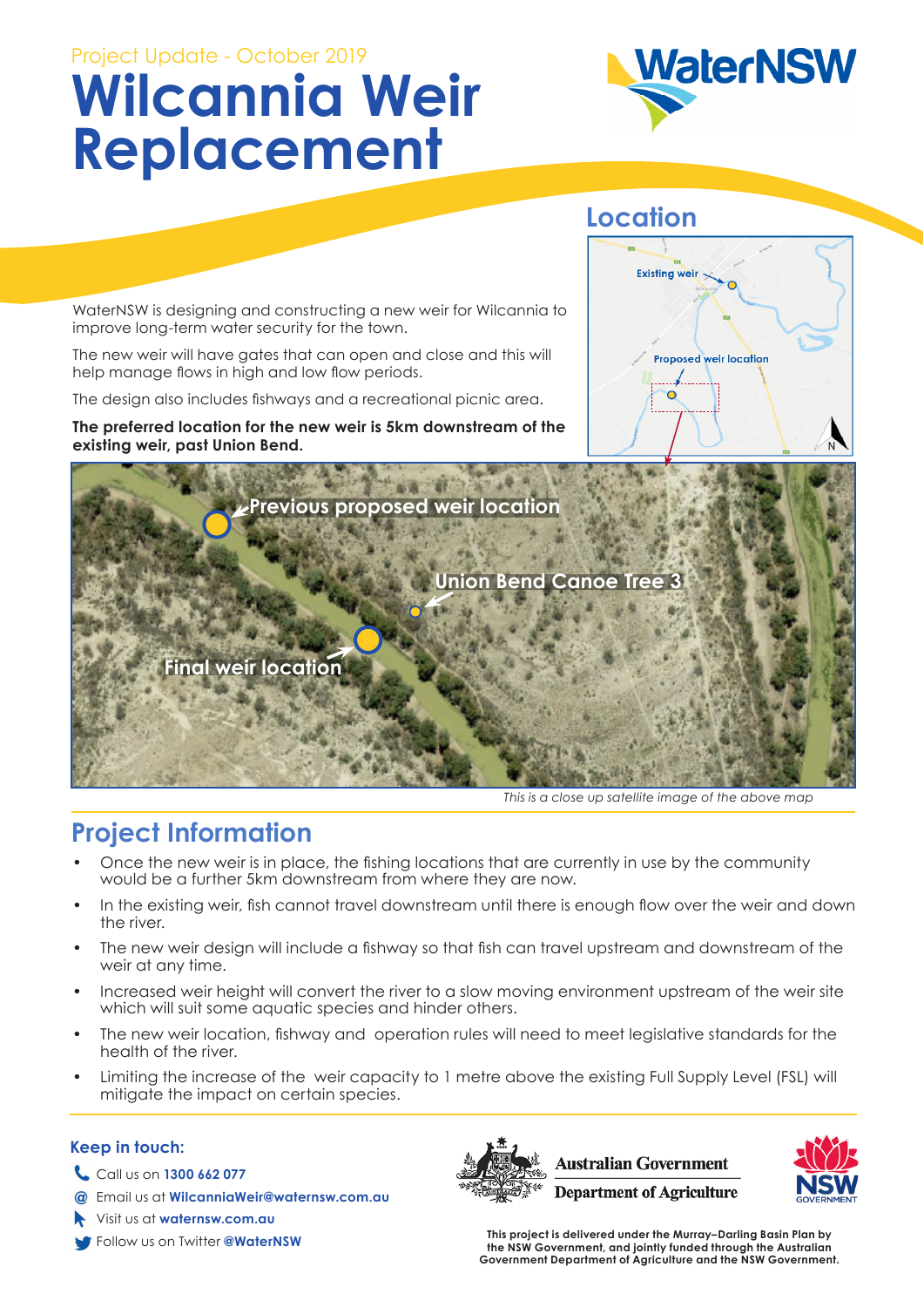Project Update - October 2019

# Wilcannia Weir Replacement

WaterNSW is designing and constructing a new weir for Wilcannia to improve long-term water security for the town.

The new weir will have gates that can open and close and this will help manage flows in high and low flow periods.

The design also includes fishways and a recreational picnic area.

**The preferred location for the new weir is 5km downstream of the existing weir, past Union Bend.**

## Location

Existing weir

Proposed weir location

Previous proposed weir location

Union Bend Canoe Tree 3

Final weir location

*This is a close up satellite image of the above map*

## Project Information

- Once the new weir is in place, the fishing locations that are currently in use by the community would be a further 5km downstream from where they are now.
- In the existing weir, fish cannot travel downstream until there is enough flow over the weir and down the river.
- The new weir design will include a fishway so that fish can travel upstream and downstream of the weir at any time.
- Increased weir height will convert the river to a slow moving environment upstream of the weir site which will suit some aquatic species and hinder others.
- The new weir location, fishway and operation rules will need to meet legislative standards for the health of the river.
- Limiting the increase of the weir capacity to 1 metre above the existing Full Supply Level (FSL) will mitigate the impact on certain species.

### Keep in touch:

- Call us on **1300 662 077**
- Email us at **WilcanniaWeir@waternsw.com.au**
- Visit us at **waternsw.com.au**
- Follow us on Twitter **@WaterNSW**

Australian Government
Department of Agriculture

**This project is delivered under the Murray–Darling Basin Plan by the NSW Government, and jointly funded through the Australian Government Department of Agriculture and the NSW Government.**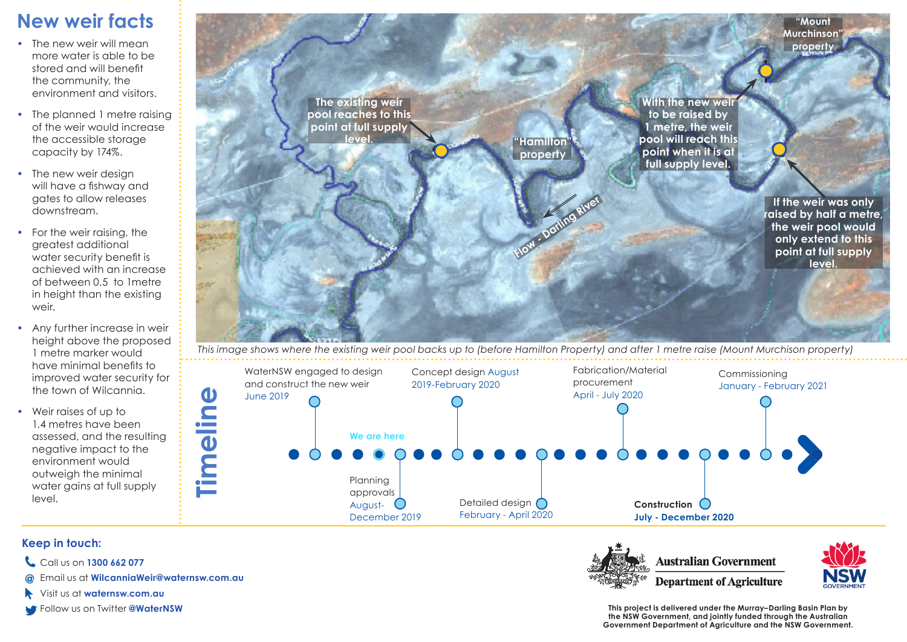## New weir facts

- The new weir will mean more water is able to be stored and will benefit the community, the environment and visitors.
- The planned 1 metre raising of the weir would increase the accessible storage capacity by 174%.
- The new weir design will have a fishway and gates to allow releases downstream.
- For the weir raising, the greatest additional water security benefit is achieved with an increase of between 0.5 to 1metre in height than the existing weir.
- Any further increase in weir height above the proposed 1 metre marker would have minimal benefits to improved water security for the town of Wilcannia.
- Weir raises of up to 1.4 metres have been assessed, and the resulting negative impact to the environment would outweigh the minimal water gains at full supply level.

"Mount Murchinson" property

The existing weir pool reaches to this point at full supply level.

"Hamilton" property

With the new weir to be raised by 1 metre, the weir pool will reach this point when it is at full supply level.

Flow - Darling River

If the weir was only raised by half a metre, the weir pool would only extend to this point at full supply level.

*This image shows where the existing weir pool backs up to (before Hamilton Property) and after 1 metre raise (Mount Murchison property)*

## Timeline

- WaterNSW engaged to design and construct the new weir — June 2019
- We are here
- Planning approvals — August-December 2019
- Concept design — August 2019-February 2020
- Detailed design — February - April 2020
- Fabrication/Material procurement — April - July 2020
- **Construction — July - December 2020**
- Commissioning — January - February 2021

## Keep in touch:

Call us on **1300 662 077**

Email us at **WilcanniaWeir@waternsw.com.au**

Visit us at **waternsw.com.au**

Follow us on Twitter **@WaterNSW**

Australian Government
Department of Agriculture

NSW GOVERNMENT

**This project is delivered under the Murray–Darling Basin Plan by the NSW Government, and jointly funded through the Australian Government Department of Agriculture and the NSW Government.**